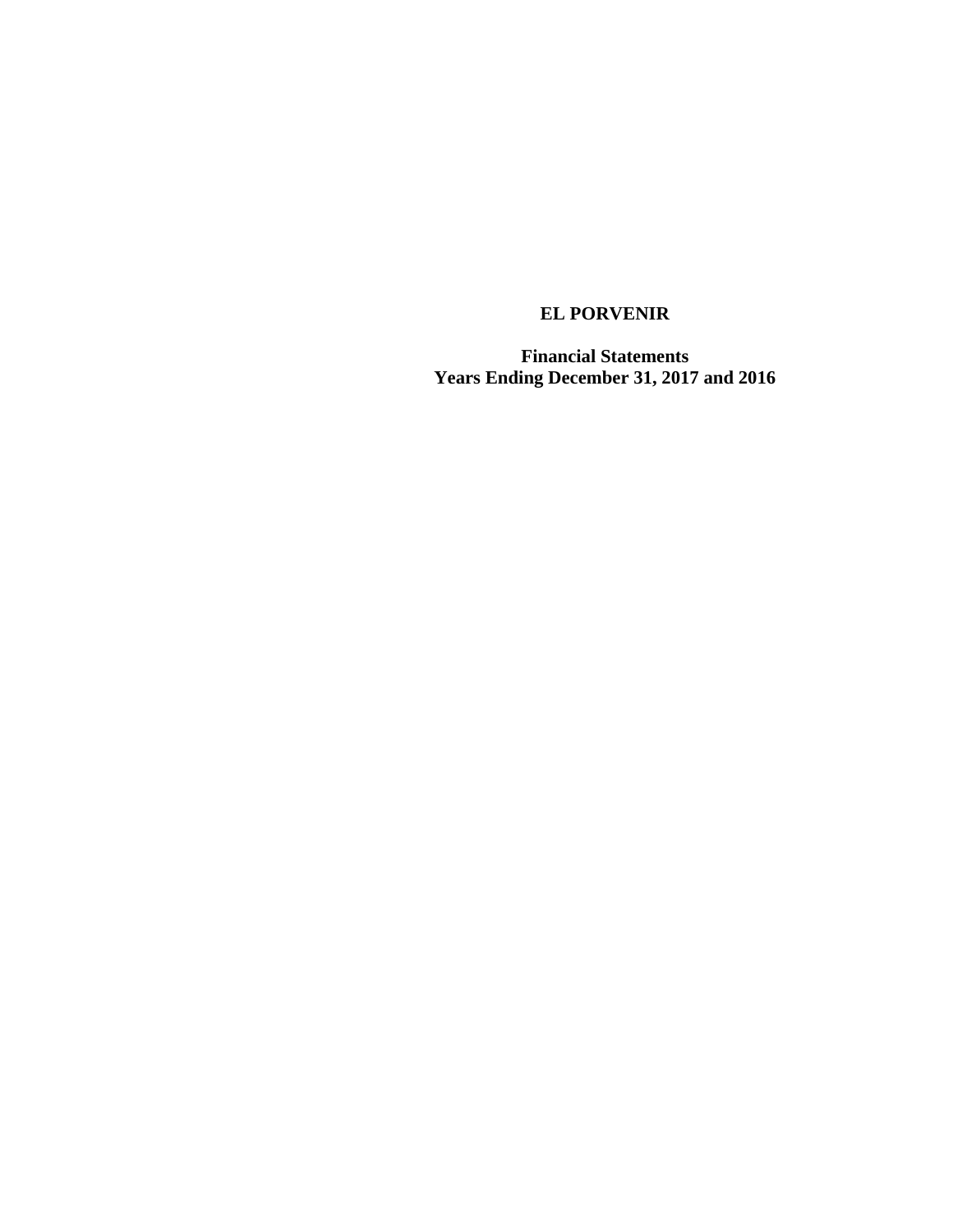# EL PORVENIR

**Financial Statements**
**Years Ending December 31, 2017 and 2016**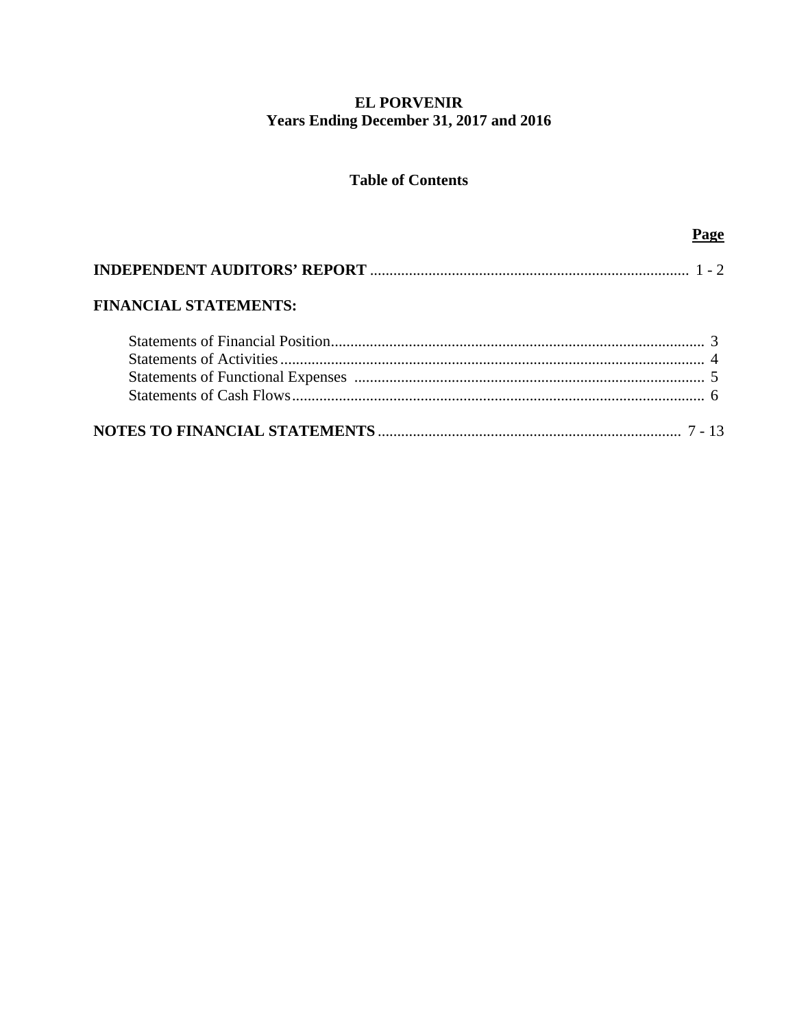# EL PORVENIR
## Years Ending December 31, 2017 and 2016

### Table of Contents

| | Page |
|---|---|
| **INDEPENDENT AUDITORS' REPORT** | 1 - 2 |
| **FINANCIAL STATEMENTS:** | |
| Statements of Financial Position | 3 |
| Statements of Activities | 4 |
| Statements of Functional Expenses | 5 |
| Statements of Cash Flows | 6 |
| **NOTES TO FINANCIAL STATEMENTS** | 7 - 13 |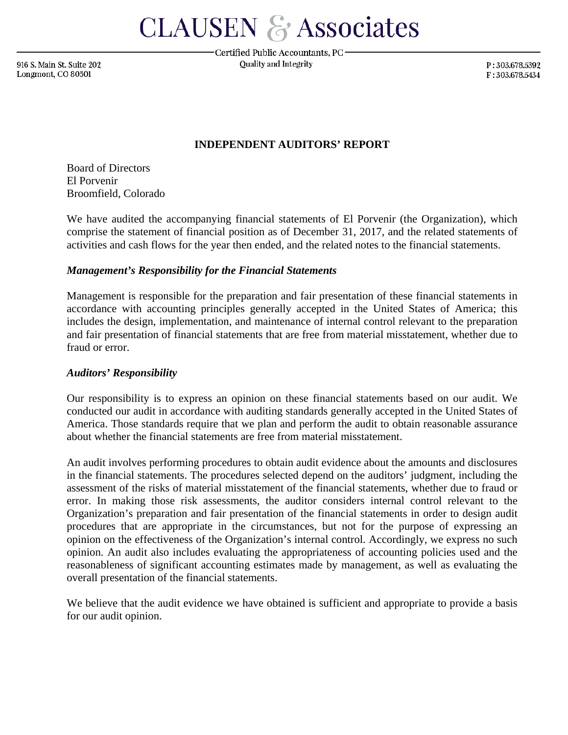# CLAUSEN & Associates

Certified Public Accountants, PC

Quality and Integrity

916 S. Main St. Suite 202
Longmont, CO 80501

P : 303.678.5392
F : 303.678.5434

## INDEPENDENT AUDITORS' REPORT

Board of Directors
El Porvenir
Broomfield, Colorado

We have audited the accompanying financial statements of El Porvenir (the Organization), which comprise the statement of financial position as of December 31, 2017, and the related statements of activities and cash flows for the year then ended, and the related notes to the financial statements.

### *Management's Responsibility for the Financial Statements*

Management is responsible for the preparation and fair presentation of these financial statements in accordance with accounting principles generally accepted in the United States of America; this includes the design, implementation, and maintenance of internal control relevant to the preparation and fair presentation of financial statements that are free from material misstatement, whether due to fraud or error.

### *Auditors' Responsibility*

Our responsibility is to express an opinion on these financial statements based on our audit. We conducted our audit in accordance with auditing standards generally accepted in the United States of America. Those standards require that we plan and perform the audit to obtain reasonable assurance about whether the financial statements are free from material misstatement.

An audit involves performing procedures to obtain audit evidence about the amounts and disclosures in the financial statements. The procedures selected depend on the auditors' judgment, including the assessment of the risks of material misstatement of the financial statements, whether due to fraud or error. In making those risk assessments, the auditor considers internal control relevant to the Organization's preparation and fair presentation of the financial statements in order to design audit procedures that are appropriate in the circumstances, but not for the purpose of expressing an opinion on the effectiveness of the Organization's internal control. Accordingly, we express no such opinion. An audit also includes evaluating the appropriateness of accounting policies used and the reasonableness of significant accounting estimates made by management, as well as evaluating the overall presentation of the financial statements.

We believe that the audit evidence we have obtained is sufficient and appropriate to provide a basis for our audit opinion.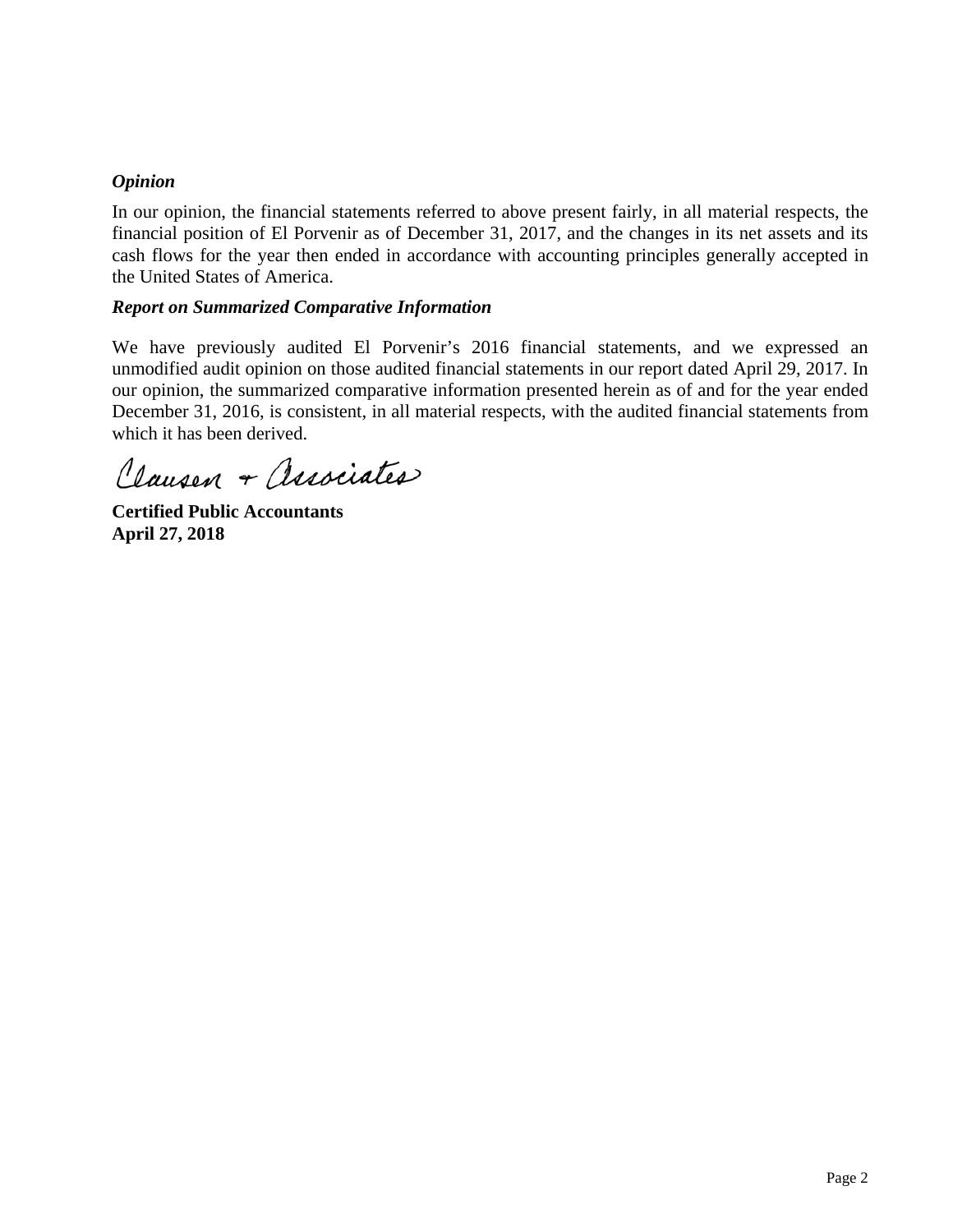### *Opinion*

In our opinion, the financial statements referred to above present fairly, in all material respects, the financial position of El Porvenir as of December 31, 2017, and the changes in its net assets and its cash flows for the year then ended in accordance with accounting principles generally accepted in the United States of America.

### *Report on Summarized Comparative Information*

We have previously audited El Porvenir's 2016 financial statements, and we expressed an unmodified audit opinion on those audited financial statements in our report dated April 29, 2017. In our opinion, the summarized comparative information presented herein as of and for the year ended December 31, 2016, is consistent, in all material respects, with the audited financial statements from which it has been derived.

Clausen + Associates

**Certified Public Accountants**
**April 27, 2018**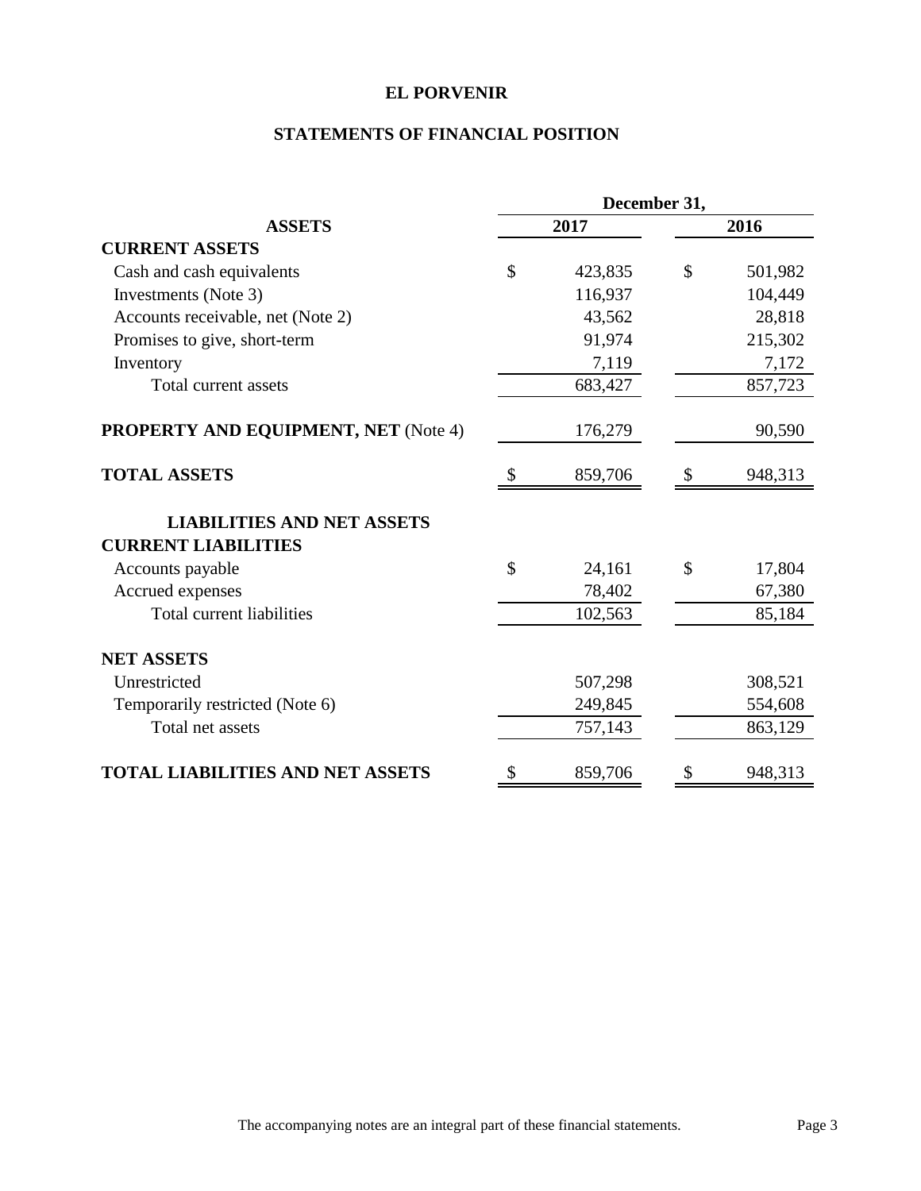# EL PORVENIR

## STATEMENTS OF FINANCIAL POSITION

| | December 31, | |
|---|---|---|
| **ASSETS** | **2017** | **2016** |
| **CURRENT ASSETS** | | |
| Cash and cash equivalents | $ 423,835 | $ 501,982 |
| Investments (Note 3) | 116,937 | 104,449 |
| Accounts receivable, net (Note 2) | 43,562 | 28,818 |
| Promises to give, short-term | 91,974 | 215,302 |
| Inventory | 7,119 | 7,172 |
| Total current assets | 683,427 | 857,723 |
| **PROPERTY AND EQUIPMENT, NET** (Note 4) | 176,279 | 90,590 |
| **TOTAL ASSETS** | $ 859,706 | $ 948,313 |
| **LIABILITIES AND NET ASSETS** | | |
| **CURRENT LIABILITIES** | | |
| Accounts payable | $ 24,161 | $ 17,804 |
| Accrued expenses | 78,402 | 67,380 |
| Total current liabilities | 102,563 | 85,184 |
| **NET ASSETS** | | |
| Unrestricted | 507,298 | 308,521 |
| Temporarily restricted (Note 6) | 249,845 | 554,608 |
| Total net assets | 757,143 | 863,129 |
| **TOTAL LIABILITIES AND NET ASSETS** | $ 859,706 | $ 948,313 |

The accompanying notes are an integral part of these financial statements.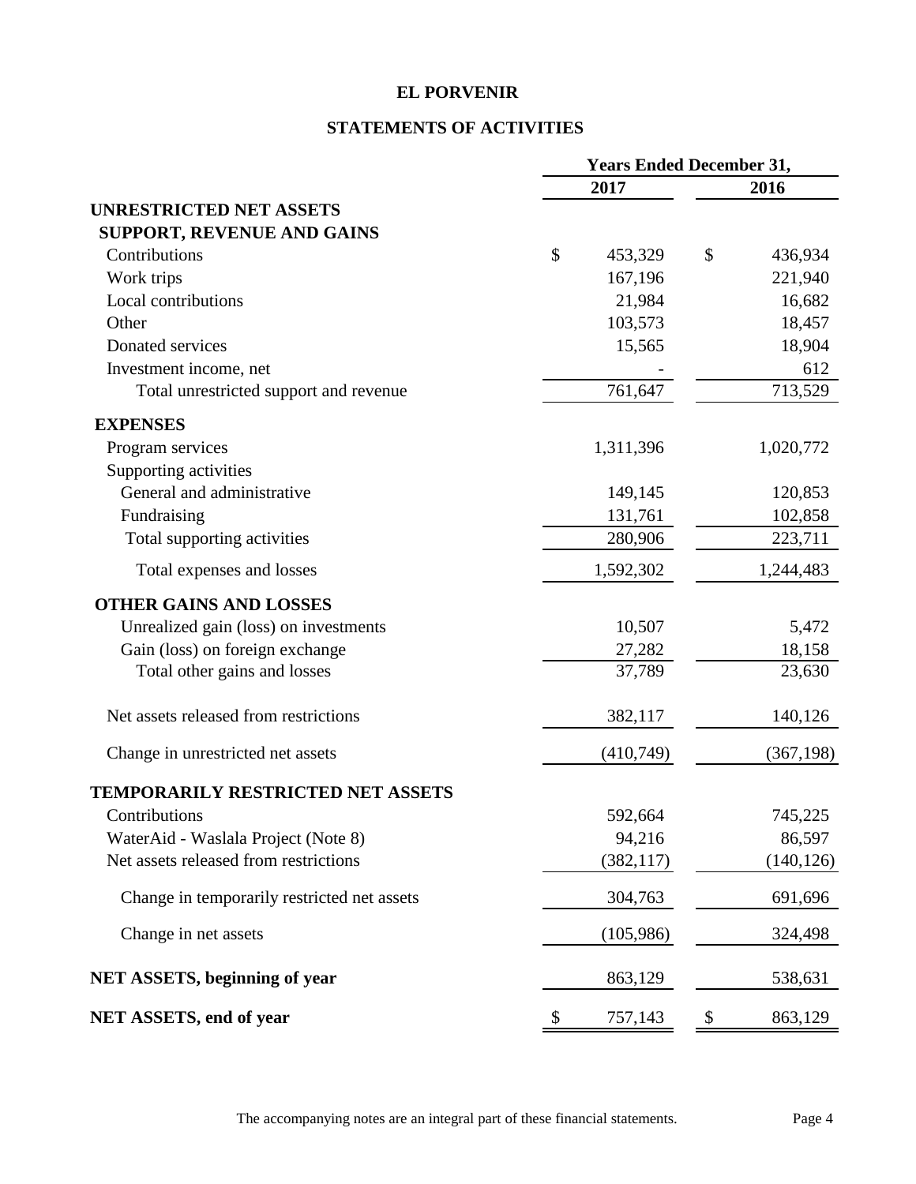# EL PORVENIR

## STATEMENTS OF ACTIVITIES

| | Years Ended December 31, | |
|---|---|---|
| | 2017 | 2016 |
| **UNRESTRICTED NET ASSETS** | | |
| **SUPPORT, REVENUE AND GAINS** | | |
| Contributions | $ 453,329 | $ 436,934 |
| Work trips | 167,196 | 221,940 |
| Local contributions | 21,984 | 16,682 |
| Other | 103,573 | 18,457 |
| Donated services | 15,565 | 18,904 |
| Investment income, net | - | 612 |
| Total unrestricted support and revenue | 761,647 | 713,529 |
| **EXPENSES** | | |
| Program services | 1,311,396 | 1,020,772 |
| Supporting activities | | |
| General and administrative | 149,145 | 120,853 |
| Fundraising | 131,761 | 102,858 |
| Total supporting activities | 280,906 | 223,711 |
| Total expenses and losses | 1,592,302 | 1,244,483 |
| **OTHER GAINS AND LOSSES** | | |
| Unrealized gain (loss) on investments | 10,507 | 5,472 |
| Gain (loss) on foreign exchange | 27,282 | 18,158 |
| Total other gains and losses | 37,789 | 23,630 |
| Net assets released from restrictions | 382,117 | 140,126 |
| Change in unrestricted net assets | (410,749) | (367,198) |
| **TEMPORARILY RESTRICTED NET ASSETS** | | |
| Contributions | 592,664 | 745,225 |
| WaterAid - Waslala Project (Note 8) | 94,216 | 86,597 |
| Net assets released from restrictions | (382,117) | (140,126) |
| Change in temporarily restricted net assets | 304,763 | 691,696 |
| Change in net assets | (105,986) | 324,498 |
| **NET ASSETS, beginning of year** | 863,129 | 538,631 |
| **NET ASSETS, end of year** | $ 757,143 | $ 863,129 |

The accompanying notes are an integral part of these financial statements.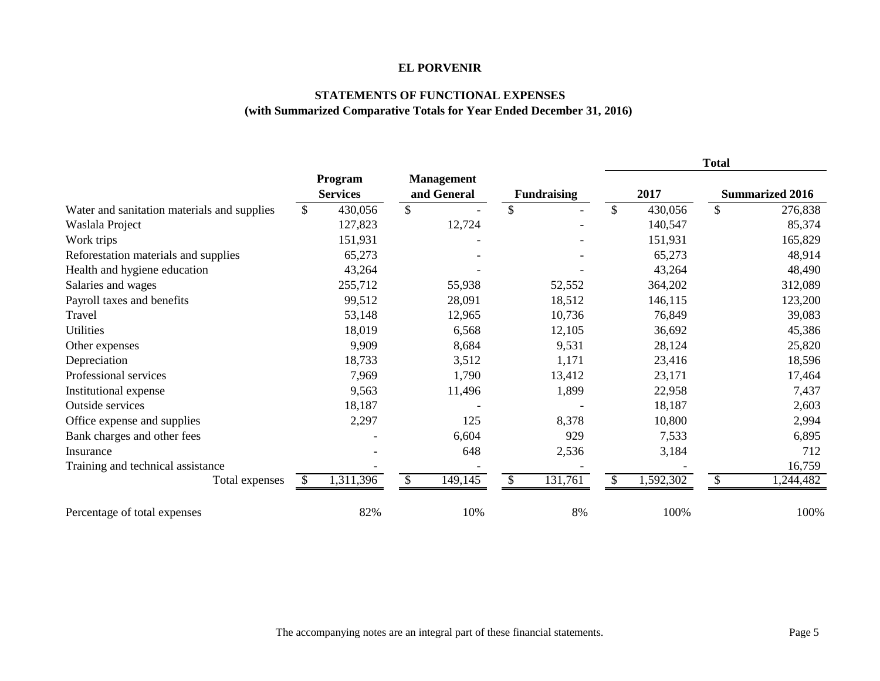# EL PORVENIR

## STATEMENTS OF FUNCTIONAL EXPENSES
### (with Summarized Comparative Totals for Year Ended December 31, 2016)

| | Program Services | Management and General | Fundraising | Total 2017 | Total Summarized 2016 |
|---|---|---|---|---|---|
| Water and sanitation materials and supplies | $ 430,056 | $ - | $ - | $ 430,056 | $ 276,838 |
| Waslala Project | 127,823 | 12,724 | - | 140,547 | 85,374 |
| Work trips | 151,931 | - | - | 151,931 | 165,829 |
| Reforestation materials and supplies | 65,273 | - | - | 65,273 | 48,914 |
| Health and hygiene education | 43,264 | - | - | 43,264 | 48,490 |
| Salaries and wages | 255,712 | 55,938 | 52,552 | 364,202 | 312,089 |
| Payroll taxes and benefits | 99,512 | 28,091 | 18,512 | 146,115 | 123,200 |
| Travel | 53,148 | 12,965 | 10,736 | 76,849 | 39,083 |
| Utilities | 18,019 | 6,568 | 12,105 | 36,692 | 45,386 |
| Other expenses | 9,909 | 8,684 | 9,531 | 28,124 | 25,820 |
| Depreciation | 18,733 | 3,512 | 1,171 | 23,416 | 18,596 |
| Professional services | 7,969 | 1,790 | 13,412 | 23,171 | 17,464 |
| Institutional expense | 9,563 | 11,496 | 1,899 | 22,958 | 7,437 |
| Outside services | 18,187 | - | - | 18,187 | 2,603 |
| Office expense and supplies | 2,297 | 125 | 8,378 | 10,800 | 2,994 |
| Bank charges and other fees | - | 6,604 | 929 | 7,533 | 6,895 |
| Insurance | - | 648 | 2,536 | 3,184 | 712 |
| Training and technical assistance | - | - | - | - | 16,759 |
| Total expenses | $ 1,311,396 | $ 149,145 | $ 131,761 | $ 1,592,302 | $ 1,244,482 |
| Percentage of total expenses | 82% | 10% | 8% | 100% | 100% |

The accompanying notes are an integral part of these financial statements.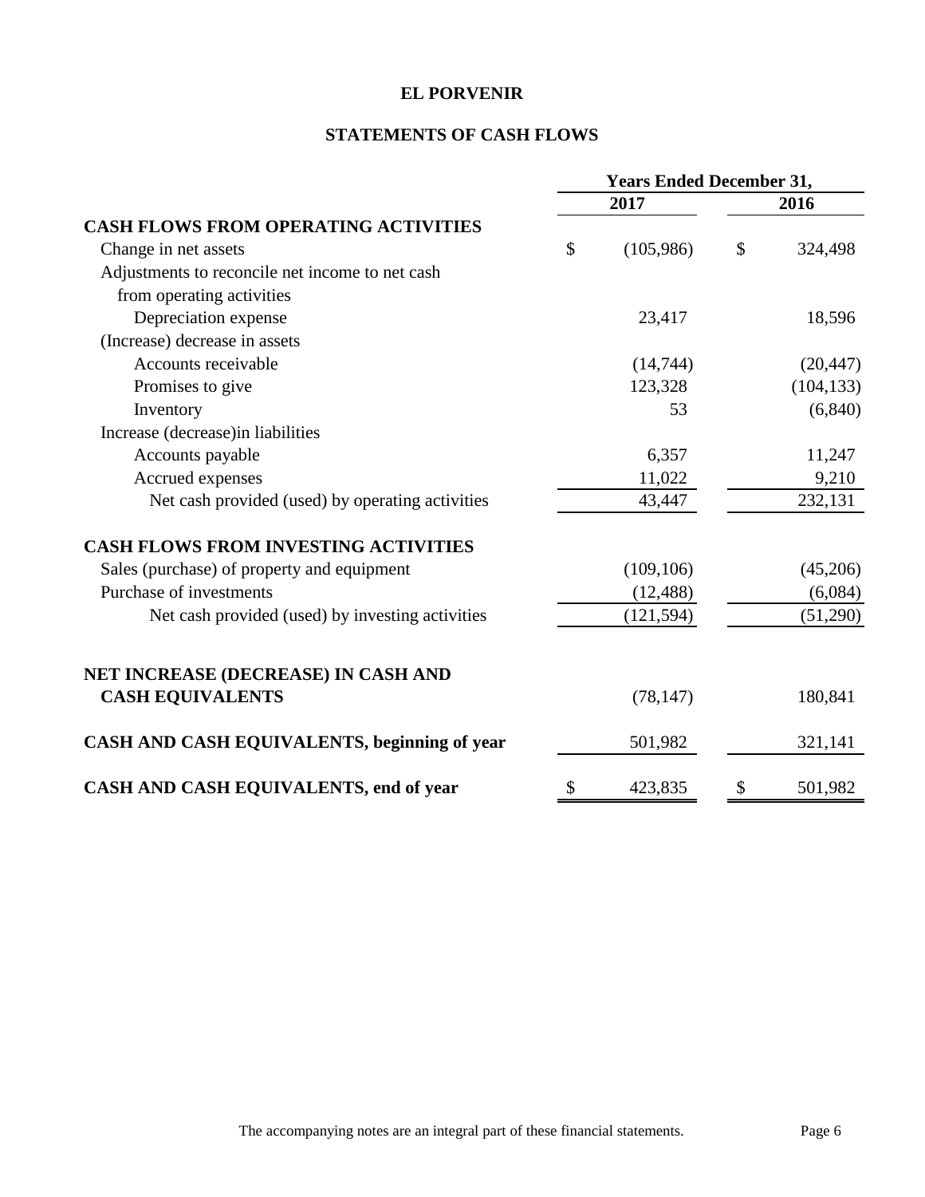**EL PORVENIR**

**STATEMENTS OF CASH FLOWS**

| | Years Ended December 31, | |
|---|---|---|
| | **2017** | **2016** |
| **CASH FLOWS FROM OPERATING ACTIVITIES** | | |
| Change in net assets | $ (105,986) | $ 324,498 |
| Adjustments to reconcile net income to net cash from operating activities | | |
| Depreciation expense | 23,417 | 18,596 |
| (Increase) decrease in assets | | |
| Accounts receivable | (14,744) | (20,447) |
| Promises to give | 123,328 | (104,133) |
| Inventory | 53 | (6,840) |
| Increase (decrease)in liabilities | | |
| Accounts payable | 6,357 | 11,247 |
| Accrued expenses | 11,022 | 9,210 |
| Net cash provided (used) by operating activities | 43,447 | 232,131 |
| **CASH FLOWS FROM INVESTING ACTIVITIES** | | |
| Sales (purchase) of property and equipment | (109,106) | (45,206) |
| Purchase of investments | (12,488) | (6,084) |
| Net cash provided (used) by investing activities | (121,594) | (51,290) |
| **NET INCREASE (DECREASE) IN CASH AND CASH EQUIVALENTS** | (78,147) | 180,841 |
| **CASH AND CASH EQUIVALENTS, beginning of year** | 501,982 | 321,141 |
| **CASH AND CASH EQUIVALENTS, end of year** | $ 423,835 | $ 501,982 |

The accompanying notes are an integral part of these financial statements.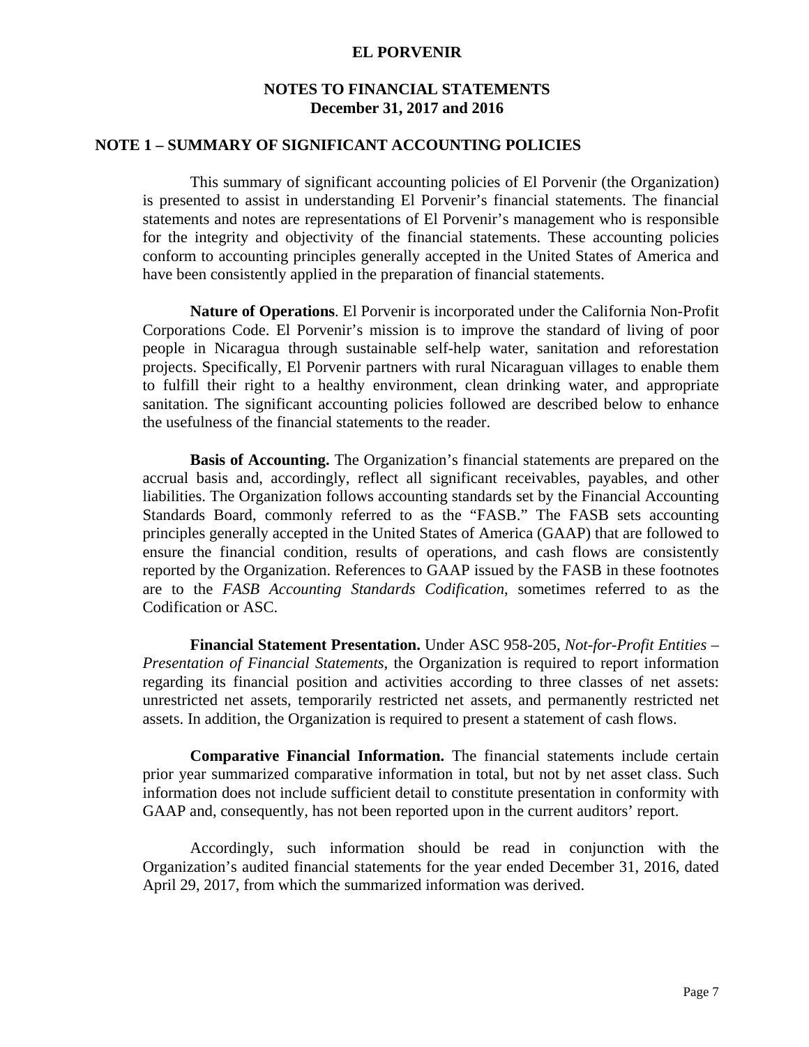# EL PORVENIR

## NOTES TO FINANCIAL STATEMENTS
## December 31, 2017 and 2016

### NOTE 1 – SUMMARY OF SIGNIFICANT ACCOUNTING POLICIES

This summary of significant accounting policies of El Porvenir (the Organization) is presented to assist in understanding El Porvenir's financial statements. The financial statements and notes are representations of El Porvenir's management who is responsible for the integrity and objectivity of the financial statements. These accounting policies conform to accounting principles generally accepted in the United States of America and have been consistently applied in the preparation of financial statements.

**Nature of Operations**. El Porvenir is incorporated under the California Non-Profit Corporations Code. El Porvenir's mission is to improve the standard of living of poor people in Nicaragua through sustainable self-help water, sanitation and reforestation projects. Specifically, El Porvenir partners with rural Nicaraguan villages to enable them to fulfill their right to a healthy environment, clean drinking water, and appropriate sanitation. The significant accounting policies followed are described below to enhance the usefulness of the financial statements to the reader.

**Basis of Accounting.** The Organization's financial statements are prepared on the accrual basis and, accordingly, reflect all significant receivables, payables, and other liabilities. The Organization follows accounting standards set by the Financial Accounting Standards Board, commonly referred to as the "FASB." The FASB sets accounting principles generally accepted in the United States of America (GAAP) that are followed to ensure the financial condition, results of operations, and cash flows are consistently reported by the Organization. References to GAAP issued by the FASB in these footnotes are to the *FASB Accounting Standards Codification*, sometimes referred to as the Codification or ASC.

**Financial Statement Presentation.** Under ASC 958-205, *Not-for-Profit Entities – Presentation of Financial Statements*, the Organization is required to report information regarding its financial position and activities according to three classes of net assets: unrestricted net assets, temporarily restricted net assets, and permanently restricted net assets. In addition, the Organization is required to present a statement of cash flows.

**Comparative Financial Information.** The financial statements include certain prior year summarized comparative information in total, but not by net asset class. Such information does not include sufficient detail to constitute presentation in conformity with GAAP and, consequently, has not been reported upon in the current auditors' report.

Accordingly, such information should be read in conjunction with the Organization's audited financial statements for the year ended December 31, 2016, dated April 29, 2017, from which the summarized information was derived.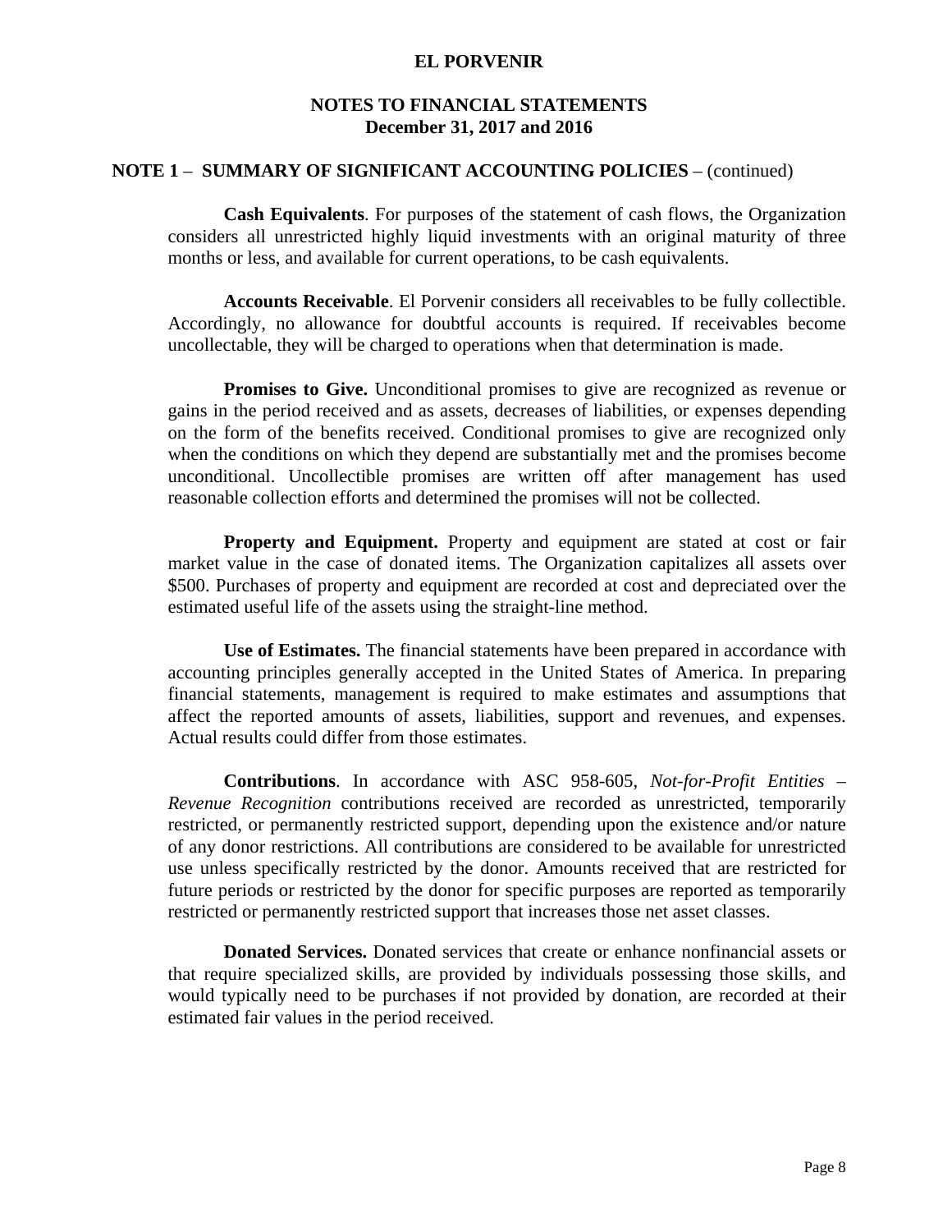# EL PORVENIR

## NOTES TO FINANCIAL STATEMENTS
## December 31, 2017 and 2016

### NOTE 1 – SUMMARY OF SIGNIFICANT ACCOUNTING POLICIES – (continued)

**Cash Equivalents**. For purposes of the statement of cash flows, the Organization considers all unrestricted highly liquid investments with an original maturity of three months or less, and available for current operations, to be cash equivalents.

**Accounts Receivable**. El Porvenir considers all receivables to be fully collectible. Accordingly, no allowance for doubtful accounts is required. If receivables become uncollectable, they will be charged to operations when that determination is made.

**Promises to Give.** Unconditional promises to give are recognized as revenue or gains in the period received and as assets, decreases of liabilities, or expenses depending on the form of the benefits received. Conditional promises to give are recognized only when the conditions on which they depend are substantially met and the promises become unconditional. Uncollectible promises are written off after management has used reasonable collection efforts and determined the promises will not be collected.

**Property and Equipment.** Property and equipment are stated at cost or fair market value in the case of donated items. The Organization capitalizes all assets over \$500. Purchases of property and equipment are recorded at cost and depreciated over the estimated useful life of the assets using the straight-line method.

**Use of Estimates.** The financial statements have been prepared in accordance with accounting principles generally accepted in the United States of America. In preparing financial statements, management is required to make estimates and assumptions that affect the reported amounts of assets, liabilities, support and revenues, and expenses. Actual results could differ from those estimates.

**Contributions**. In accordance with ASC 958-605, *Not-for-Profit Entities – Revenue Recognition* contributions received are recorded as unrestricted, temporarily restricted, or permanently restricted support, depending upon the existence and/or nature of any donor restrictions. All contributions are considered to be available for unrestricted use unless specifically restricted by the donor. Amounts received that are restricted for future periods or restricted by the donor for specific purposes are reported as temporarily restricted or permanently restricted support that increases those net asset classes.

**Donated Services.** Donated services that create or enhance nonfinancial assets or that require specialized skills, are provided by individuals possessing those skills, and would typically need to be purchases if not provided by donation, are recorded at their estimated fair values in the period received.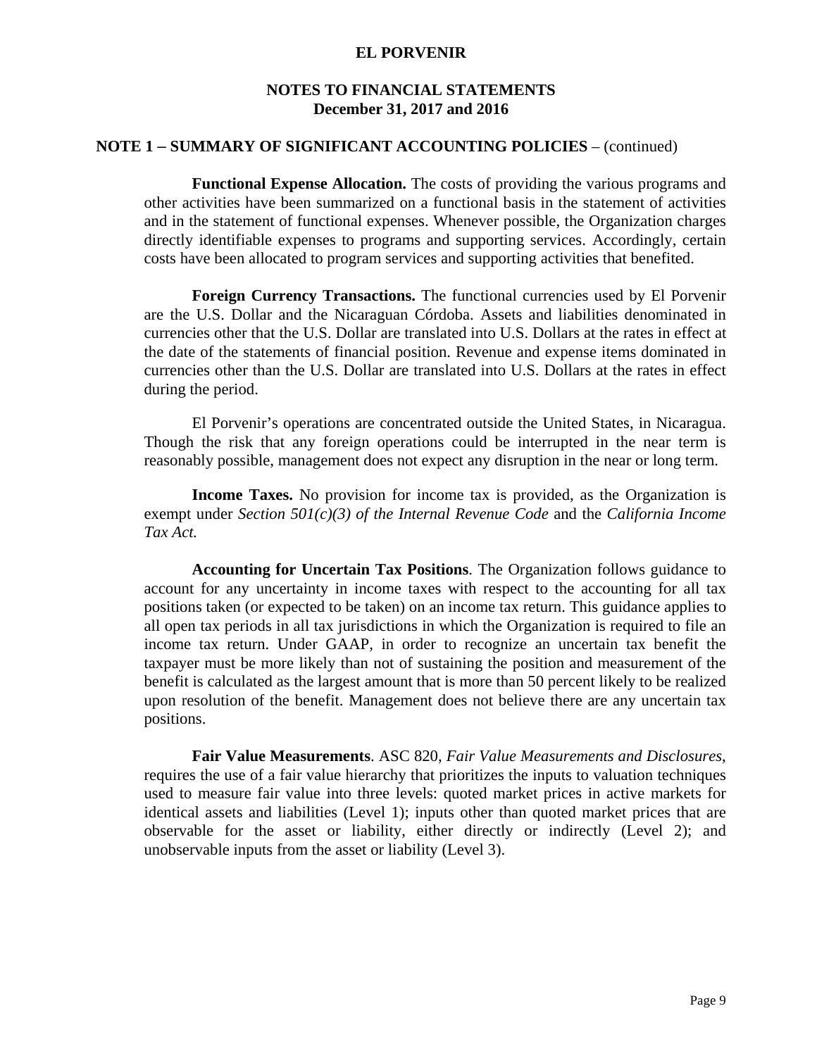# EL PORVENIR

## NOTES TO FINANCIAL STATEMENTS
## December 31, 2017 and 2016

### NOTE 1 – SUMMARY OF SIGNIFICANT ACCOUNTING POLICIES – (continued)

**Functional Expense Allocation.** The costs of providing the various programs and other activities have been summarized on a functional basis in the statement of activities and in the statement of functional expenses. Whenever possible, the Organization charges directly identifiable expenses to programs and supporting services. Accordingly, certain costs have been allocated to program services and supporting activities that benefited.

**Foreign Currency Transactions.** The functional currencies used by El Porvenir are the U.S. Dollar and the Nicaraguan Córdoba. Assets and liabilities denominated in currencies other that the U.S. Dollar are translated into U.S. Dollars at the rates in effect at the date of the statements of financial position. Revenue and expense items dominated in currencies other than the U.S. Dollar are translated into U.S. Dollars at the rates in effect during the period.

El Porvenir's operations are concentrated outside the United States, in Nicaragua. Though the risk that any foreign operations could be interrupted in the near term is reasonably possible, management does not expect any disruption in the near or long term.

**Income Taxes.** No provision for income tax is provided, as the Organization is exempt under *Section 501(c)(3) of the Internal Revenue Code* and the *California Income Tax Act.*

**Accounting for Uncertain Tax Positions**. The Organization follows guidance to account for any uncertainty in income taxes with respect to the accounting for all tax positions taken (or expected to be taken) on an income tax return. This guidance applies to all open tax periods in all tax jurisdictions in which the Organization is required to file an income tax return. Under GAAP, in order to recognize an uncertain tax benefit the taxpayer must be more likely than not of sustaining the position and measurement of the benefit is calculated as the largest amount that is more than 50 percent likely to be realized upon resolution of the benefit. Management does not believe there are any uncertain tax positions.

**Fair Value Measurements**. ASC 820, *Fair Value Measurements and Disclosures*, requires the use of a fair value hierarchy that prioritizes the inputs to valuation techniques used to measure fair value into three levels: quoted market prices in active markets for identical assets and liabilities (Level 1); inputs other than quoted market prices that are observable for the asset or liability, either directly or indirectly (Level 2); and unobservable inputs from the asset or liability (Level 3).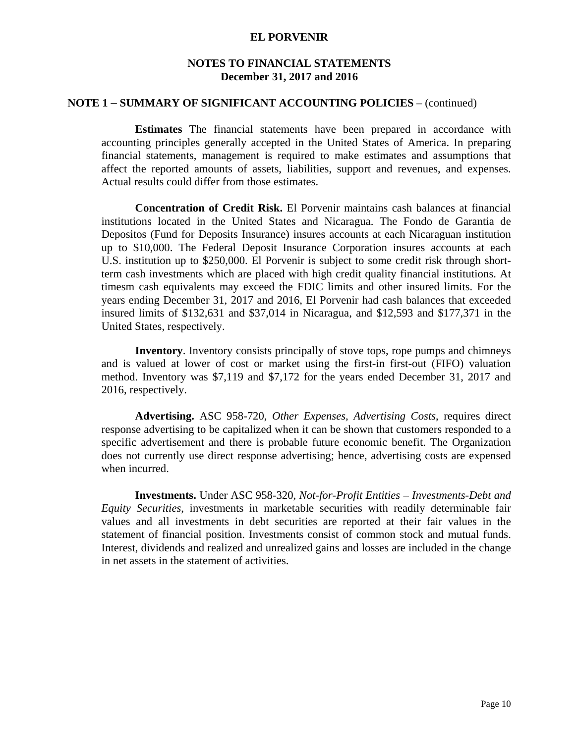**EL PORVENIR**

**NOTES TO FINANCIAL STATEMENTS**
**December 31, 2017 and 2016**

**NOTE 1 – SUMMARY OF SIGNIFICANT ACCOUNTING POLICIES** – (continued)

**Estimates** The financial statements have been prepared in accordance with accounting principles generally accepted in the United States of America. In preparing financial statements, management is required to make estimates and assumptions that affect the reported amounts of assets, liabilities, support and revenues, and expenses. Actual results could differ from those estimates.

**Concentration of Credit Risk.** El Porvenir maintains cash balances at financial institutions located in the United States and Nicaragua. The Fondo de Garantia de Depositos (Fund for Deposits Insurance) insures accounts at each Nicaraguan institution up to $10,000. The Federal Deposit Insurance Corporation insures accounts at each U.S. institution up to $250,000. El Porvenir is subject to some credit risk through short-term cash investments which are placed with high credit quality financial institutions. At timesm cash equivalents may exceed the FDIC limits and other insured limits. For the years ending December 31, 2017 and 2016, El Porvenir had cash balances that exceeded insured limits of $132,631 and $37,014 in Nicaragua, and $12,593 and $177,371 in the United States, respectively.

**Inventory**. Inventory consists principally of stove tops, rope pumps and chimneys and is valued at lower of cost or market using the first-in first-out (FIFO) valuation method. Inventory was $7,119 and $7,172 for the years ended December 31, 2017 and 2016, respectively.

**Advertising.** ASC 958-720, *Other Expenses, Advertising Costs*, requires direct response advertising to be capitalized when it can be shown that customers responded to a specific advertisement and there is probable future economic benefit. The Organization does not currently use direct response advertising; hence, advertising costs are expensed when incurred.

**Investments.** Under ASC 958-320, *Not-for-Profit Entities – Investments-Debt and Equity Securities*, investments in marketable securities with readily determinable fair values and all investments in debt securities are reported at their fair values in the statement of financial position. Investments consist of common stock and mutual funds. Interest, dividends and realized and unrealized gains and losses are included in the change in net assets in the statement of activities.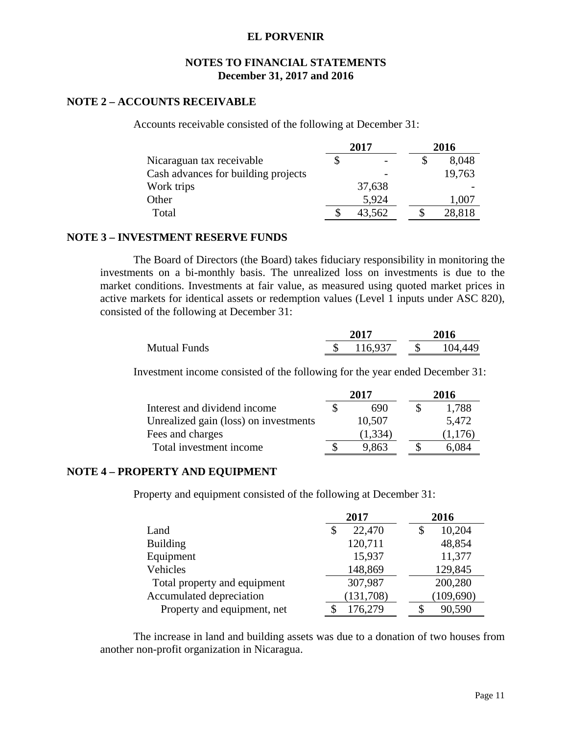# EL PORVENIR

## NOTES TO FINANCIAL STATEMENTS
## December 31, 2017 and 2016

### NOTE 2 – ACCOUNTS RECEIVABLE

Accounts receivable consisted of the following at December 31:

| | 2017 | 2016 |
|---|---|---|
| Nicaraguan tax receivable | $ - | $ 8,048 |
| Cash advances for building projects | - | 19,763 |
| Work trips | 37,638 | - |
| Other | 5,924 | 1,007 |
| Total | $ 43,562 | $ 28,818 |

### NOTE 3 – INVESTMENT RESERVE FUNDS

The Board of Directors (the Board) takes fiduciary responsibility in monitoring the investments on a bi-monthly basis. The unrealized loss on investments is due to the market conditions. Investments at fair value, as measured using quoted market prices in active markets for identical assets or redemption values (Level 1 inputs under ASC 820), consisted of the following at December 31:

| | 2017 | 2016 |
|---|---|---|
| Mutual Funds | $ 116,937 | $ 104,449 |

Investment income consisted of the following for the year ended December 31:

| | 2017 | 2016 |
|---|---|---|
| Interest and dividend income | $ 690 | $ 1,788 |
| Unrealized gain (loss) on investments | 10,507 | 5,472 |
| Fees and charges | (1,334) | (1,176) |
| Total investment income | $ 9,863 | $ 6,084 |

### NOTE 4 – PROPERTY AND EQUIPMENT

Property and equipment consisted of the following at December 31:

| | 2017 | 2016 |
|---|---|---|
| Land | $ 22,470 | $ 10,204 |
| Building | 120,711 | 48,854 |
| Equipment | 15,937 | 11,377 |
| Vehicles | 148,869 | 129,845 |
| Total property and equipment | 307,987 | 200,280 |
| Accumulated depreciation | (131,708) | (109,690) |
| Property and equipment, net | $ 176,279 | $ 90,590 |

The increase in land and building assets was due to a donation of two houses from another non-profit organization in Nicaragua.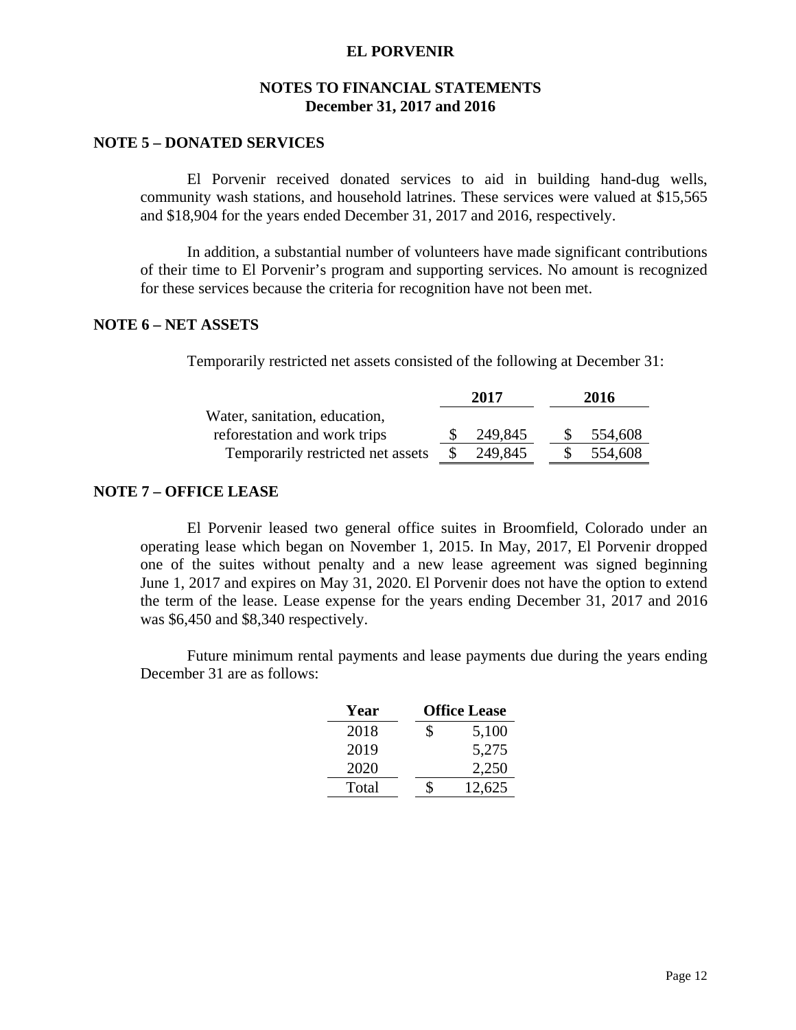# EL PORVENIR

## NOTES TO FINANCIAL STATEMENTS
## December 31, 2017 and 2016

### NOTE 5 – DONATED SERVICES

El Porvenir received donated services to aid in building hand-dug wells, community wash stations, and household latrines. These services were valued at $15,565 and $18,904 for the years ended December 31, 2017 and 2016, respectively.

In addition, a substantial number of volunteers have made significant contributions of their time to El Porvenir's program and supporting services. No amount is recognized for these services because the criteria for recognition have not been met.

### NOTE 6 – NET ASSETS

Temporarily restricted net assets consisted of the following at December 31:

| | 2017 | 2016 |
|---|---|---|
| Water, sanitation, education, reforestation and work trips | $ 249,845 | $ 554,608 |
| Temporarily restricted net assets | $ 249,845 | $ 554,608 |

### NOTE 7 – OFFICE LEASE

El Porvenir leased two general office suites in Broomfield, Colorado under an operating lease which began on November 1, 2015. In May, 2017, El Porvenir dropped one of the suites without penalty and a new lease agreement was signed beginning June 1, 2017 and expires on May 31, 2020. El Porvenir does not have the option to extend the term of the lease. Lease expense for the years ending December 31, 2017 and 2016 was $6,450 and $8,340 respectively.

Future minimum rental payments and lease payments due during the years ending December 31 are as follows:

| Year | Office Lease |
|---|---|
| 2018 | $ 5,100 |
| 2019 | 5,275 |
| 2020 | 2,250 |
| Total | $ 12,625 |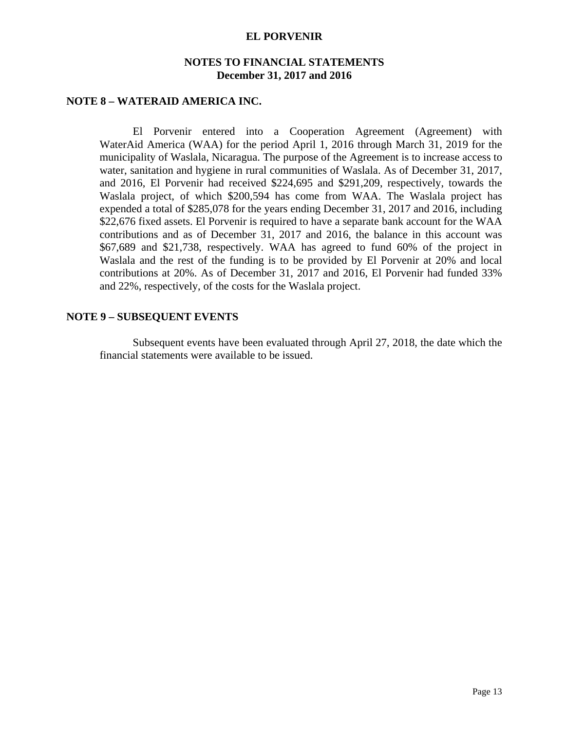# EL PORVENIR

## NOTES TO FINANCIAL STATEMENTS
## December 31, 2017 and 2016

### NOTE 8 – WATERAID AMERICA INC.

El Porvenir entered into a Cooperation Agreement (Agreement) with WaterAid America (WAA) for the period April 1, 2016 through March 31, 2019 for the municipality of Waslala, Nicaragua. The purpose of the Agreement is to increase access to water, sanitation and hygiene in rural communities of Waslala. As of December 31, 2017, and 2016, El Porvenir had received $224,695 and $291,209, respectively, towards the Waslala project, of which $200,594 has come from WAA. The Waslala project has expended a total of $285,078 for the years ending December 31, 2017 and 2016, including $22,676 fixed assets. El Porvenir is required to have a separate bank account for the WAA contributions and as of December 31, 2017 and 2016, the balance in this account was $67,689 and $21,738, respectively. WAA has agreed to fund 60% of the project in Waslala and the rest of the funding is to be provided by El Porvenir at 20% and local contributions at 20%. As of December 31, 2017 and 2016, El Porvenir had funded 33% and 22%, respectively, of the costs for the Waslala project.

### NOTE 9 – SUBSEQUENT EVENTS

Subsequent events have been evaluated through April 27, 2018, the date which the financial statements were available to be issued.